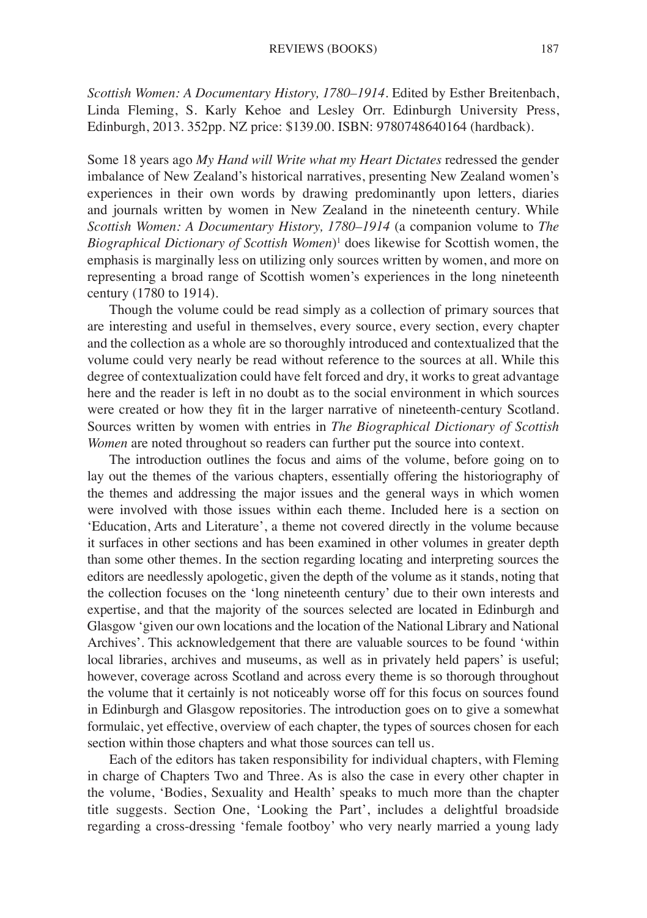*Scottish Women: A Documentary History, 1780–1914*. Edited by Esther Breitenbach, Linda Fleming, S. Karly Kehoe and Lesley Orr. Edinburgh University Press, Edinburgh, 2013. 352pp. NZ price: $139.00. ISBN: 9780748640164 (hardback).

Some 18 years ago *My Hand will Write what my Heart Dictates* redressed the gender imbalance of New Zealand's historical narratives, presenting New Zealand women's experiences in their own words by drawing predominantly upon letters, diaries and journals written by women in New Zealand in the nineteenth century. While *Scottish Women: A Documentary History, 1780–1914* (a companion volume to *The Biographical Dictionary of Scottish Women*)[1] does likewise for Scottish women, the emphasis is marginally less on utilizing only sources written by women, and more on representing a broad range of Scottish women's experiences in the long nineteenth century (1780 to 1914).

Though the volume could be read simply as a collection of primary sources that are interesting and useful in themselves, every source, every section, every chapter and the collection as a whole are so thoroughly introduced and contextualized that the volume could very nearly be read without reference to the sources at all. While this degree of contextualization could have felt forced and dry, it works to great advantage here and the reader is left in no doubt as to the social environment in which sources were created or how they fit in the larger narrative of nineteenth-century Scotland. Sources written by women with entries in *The Biographical Dictionary of Scottish Women* are noted throughout so readers can further put the source into context.

The introduction outlines the focus and aims of the volume, before going on to lay out the themes of the various chapters, essentially offering the historiography of the themes and addressing the major issues and the general ways in which women were involved with those issues within each theme. Included here is a section on 'Education, Arts and Literature', a theme not covered directly in the volume because it surfaces in other sections and has been examined in other volumes in greater depth than some other themes. In the section regarding locating and interpreting sources the editors are needlessly apologetic, given the depth of the volume as it stands, noting that the collection focuses on the 'long nineteenth century' due to their own interests and expertise, and that the majority of the sources selected are located in Edinburgh and Glasgow 'given our own locations and the location of the National Library and National Archives'. This acknowledgement that there are valuable sources to be found 'within local libraries, archives and museums, as well as in privately held papers' is useful; however, coverage across Scotland and across every theme is so thorough throughout the volume that it certainly is not noticeably worse off for this focus on sources found in Edinburgh and Glasgow repositories. The introduction goes on to give a somewhat formulaic, yet effective, overview of each chapter, the types of sources chosen for each section within those chapters and what those sources can tell us.

Each of the editors has taken responsibility for individual chapters, with Fleming in charge of Chapters Two and Three. As is also the case in every other chapter in the volume, 'Bodies, Sexuality and Health' speaks to much more than the chapter title suggests. Section One, 'Looking the Part', includes a delightful broadside regarding a cross-dressing 'female footboy' who very nearly married a young lady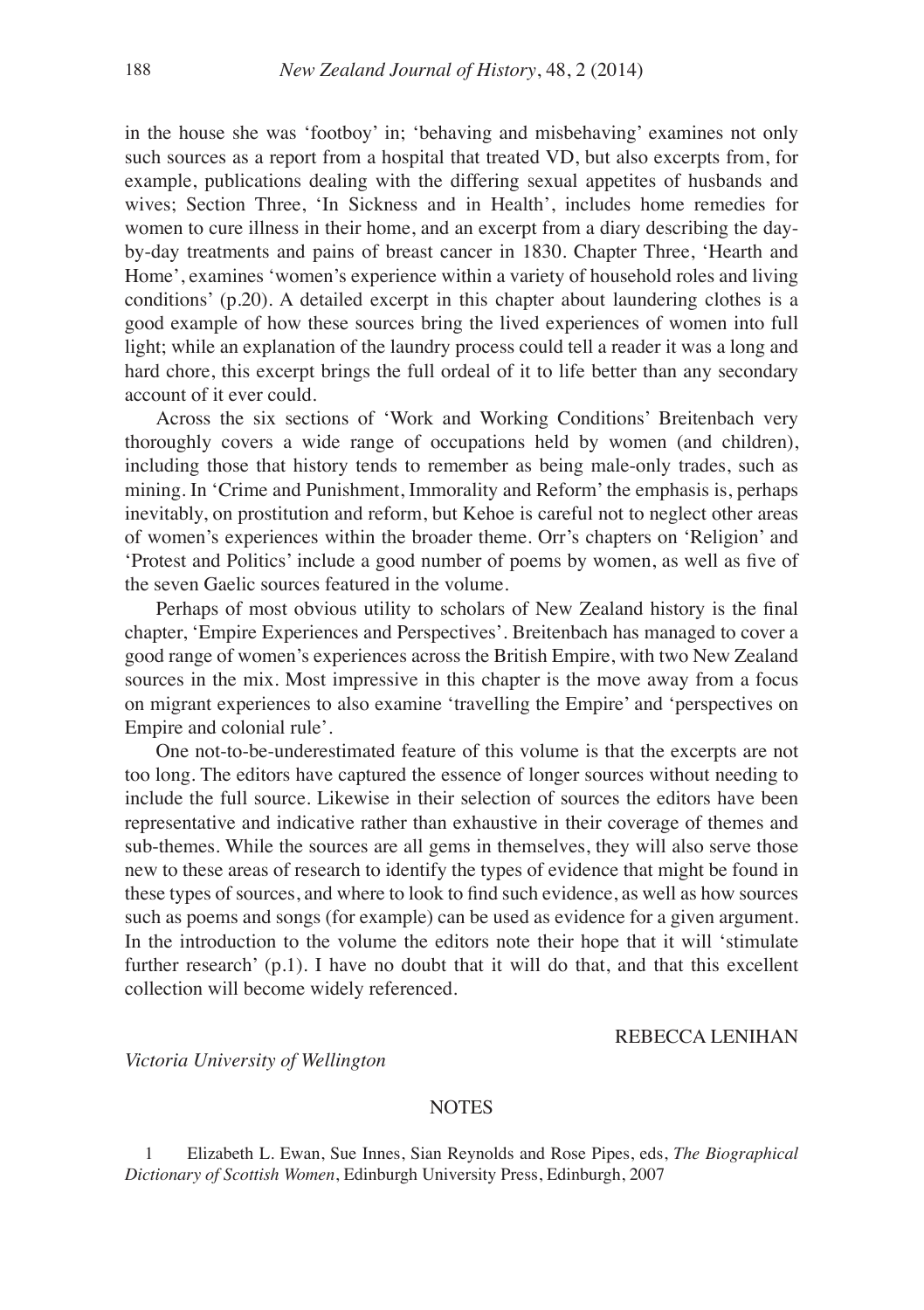in the house she was 'footboy' in; 'behaving and misbehaving' examines not only such sources as a report from a hospital that treated VD, but also excerpts from, for example, publications dealing with the differing sexual appetites of husbands and wives; Section Three, 'In Sickness and in Health', includes home remedies for women to cure illness in their home, and an excerpt from a diary describing the day-by-day treatments and pains of breast cancer in 1830. Chapter Three, 'Hearth and Home', examines 'women's experience within a variety of household roles and living conditions' (p.20). A detailed excerpt in this chapter about laundering clothes is a good example of how these sources bring the lived experiences of women into full light; while an explanation of the laundry process could tell a reader it was a long and hard chore, this excerpt brings the full ordeal of it to life better than any secondary account of it ever could.

Across the six sections of 'Work and Working Conditions' Breitenbach very thoroughly covers a wide range of occupations held by women (and children), including those that history tends to remember as being male-only trades, such as mining. In 'Crime and Punishment, Immorality and Reform' the emphasis is, perhaps inevitably, on prostitution and reform, but Kehoe is careful not to neglect other areas of women's experiences within the broader theme. Orr's chapters on 'Religion' and 'Protest and Politics' include a good number of poems by women, as well as five of the seven Gaelic sources featured in the volume.

Perhaps of most obvious utility to scholars of New Zealand history is the final chapter, 'Empire Experiences and Perspectives'. Breitenbach has managed to cover a good range of women's experiences across the British Empire, with two New Zealand sources in the mix. Most impressive in this chapter is the move away from a focus on migrant experiences to also examine 'travelling the Empire' and 'perspectives on Empire and colonial rule'.

One not-to-be-underestimated feature of this volume is that the excerpts are not too long. The editors have captured the essence of longer sources without needing to include the full source. Likewise in their selection of sources the editors have been representative and indicative rather than exhaustive in their coverage of themes and sub-themes. While the sources are all gems in themselves, they will also serve those new to these areas of research to identify the types of evidence that might be found in these types of sources, and where to look to find such evidence, as well as how sources such as poems and songs (for example) can be used as evidence for a given argument. In the introduction to the volume the editors note their hope that it will 'stimulate further research' (p.1). I have no doubt that it will do that, and that this excellent collection will become widely referenced.

REBECCA LENIHAN

*Victoria University of Wellington*

## NOTES

1 Elizabeth L. Ewan, Sue Innes, Sian Reynolds and Rose Pipes, eds, *The Biographical Dictionary of Scottish Women*, Edinburgh University Press, Edinburgh, 2007